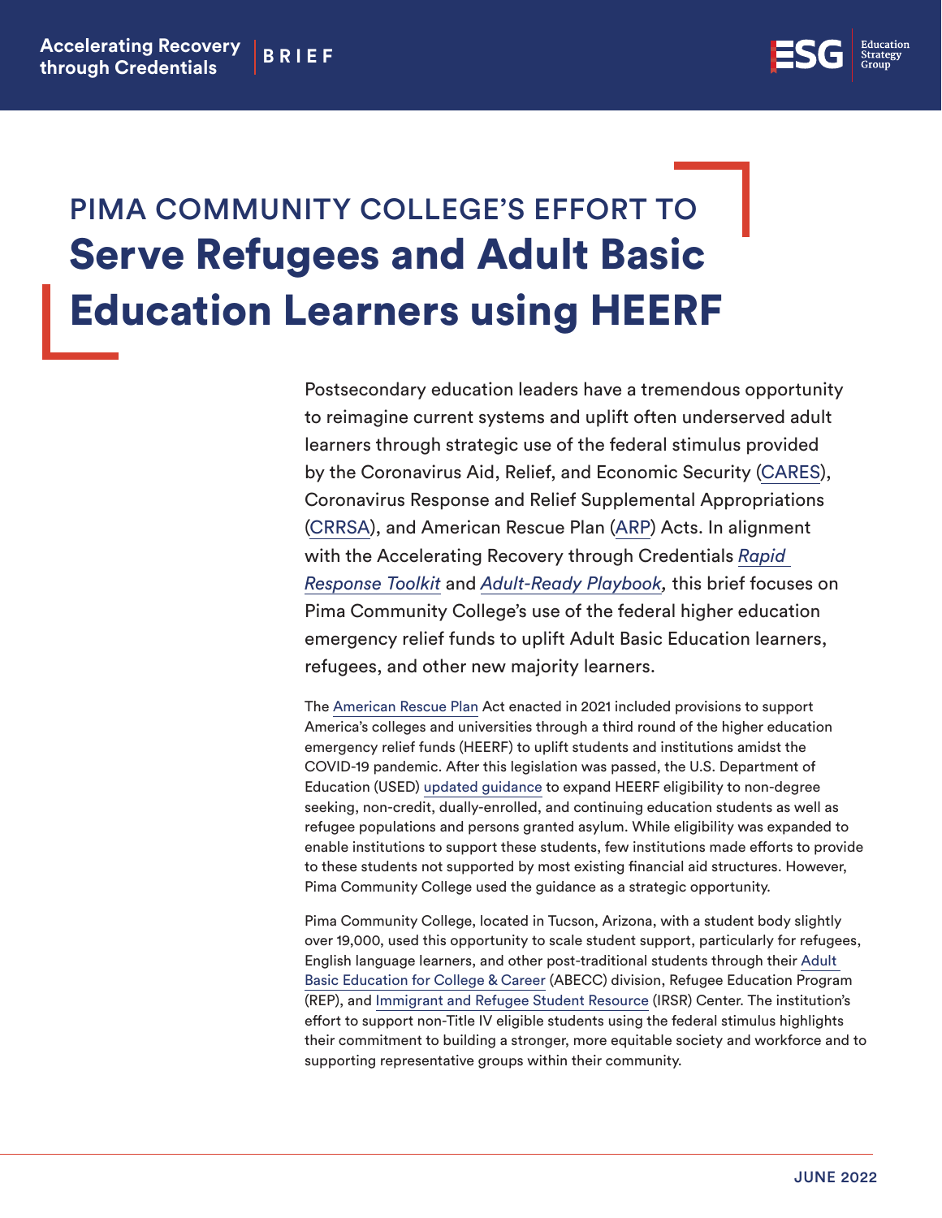Accelerating Recovery through Credentials | BRIEF

# PIMA COMMUNITY COLLEGE'S EFFORT TO Serve Refugees and Adult Basic Education Learners using HEERF

Postsecondary education leaders have a tremendous opportunity to reimagine current systems and uplift often underserved adult learners through strategic use of the federal stimulus provided by the Coronavirus Aid, Relief, and Economic Security (CARES), Coronavirus Response and Relief Supplemental Appropriations (CRRSA), and American Rescue Plan (ARP) Acts. In alignment with the Accelerating Recovery through Credentials *Rapid Response Toolkit* and *Adult-Ready Playbook,* this brief focuses on Pima Community College's use of the federal higher education emergency relief funds to uplift Adult Basic Education learners, refugees, and other new majority learners.

The American Rescue Plan Act enacted in 2021 included provisions to support America's colleges and universities through a third round of the higher education emergency relief funds (HEERF) to uplift students and institutions amidst the COVID-19 pandemic. After this legislation was passed, the U.S. Department of Education (USED) updated guidance to expand HEERF eligibility to non-degree seeking, non-credit, dually-enrolled, and continuing education students as well as refugee populations and persons granted asylum. While eligibility was expanded to enable institutions to support these students, few institutions made efforts to provide to these students not supported by most existing financial aid structures. However, Pima Community College used the guidance as a strategic opportunity.

Pima Community College, located in Tucson, Arizona, with a student body slightly over 19,000, used this opportunity to scale student support, particularly for refugees, English language learners, and other post-traditional students through their Adult Basic Education for College & Career (ABECC) division, Refugee Education Program (REP), and Immigrant and Refugee Student Resource (IRSR) Center. The institution's effort to support non-Title IV eligible students using the federal stimulus highlights their commitment to building a stronger, more equitable society and workforce and to supporting representative groups within their community.

JUNE 2022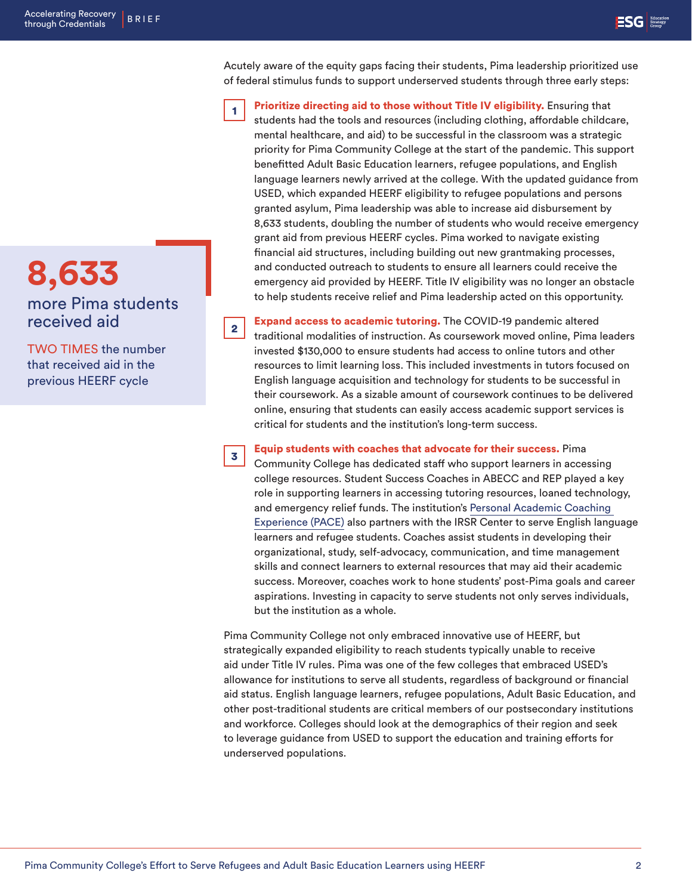Acutely aware of the equity gaps facing their students, Pima leadership prioritized use of federal stimulus funds to support underserved students through three early steps:

**8,633**
more Pima students received aid

TWO TIMES the number that received aid in the previous HEERF cycle

1. **Prioritize directing aid to those without Title IV eligibility.** Ensuring that students had the tools and resources (including clothing, affordable childcare, mental healthcare, and aid) to be successful in the classroom was a strategic priority for Pima Community College at the start of the pandemic. This support benefitted Adult Basic Education learners, refugee populations, and English language learners newly arrived at the college. With the updated guidance from USED, which expanded HEERF eligibility to refugee populations and persons granted asylum, Pima leadership was able to increase aid disbursement by 8,633 students, doubling the number of students who would receive emergency grant aid from previous HEERF cycles. Pima worked to navigate existing financial aid structures, including building out new grantmaking processes, and conducted outreach to students to ensure all learners could receive the emergency aid provided by HEERF. Title IV eligibility was no longer an obstacle to help students receive relief and Pima leadership acted on this opportunity.

2. **Expand access to academic tutoring.** The COVID-19 pandemic altered traditional modalities of instruction. As coursework moved online, Pima leaders invested $130,000 to ensure students had access to online tutors and other resources to limit learning loss. This included investments in tutors focused on English language acquisition and technology for students to be successful in their coursework. As a sizable amount of coursework continues to be delivered online, ensuring that students can easily access academic support services is critical for students and the institution's long-term success.

3. **Equip students with coaches that advocate for their success.** Pima Community College has dedicated staff who support learners in accessing college resources. Student Success Coaches in ABECC and REP played a key role in supporting learners in accessing tutoring resources, loaned technology, and emergency relief funds. The institution's Personal Academic Coaching Experience (PACE) also partners with the IRSR Center to serve English language learners and refugee students. Coaches assist students in developing their organizational, study, self-advocacy, communication, and time management skills and connect learners to external resources that may aid their academic success. Moreover, coaches work to hone students' post-Pima goals and career aspirations. Investing in capacity to serve students not only serves individuals, but the institution as a whole.

Pima Community College not only embraced innovative use of HEERF, but strategically expanded eligibility to reach students typically unable to receive aid under Title IV rules. Pima was one of the few colleges that embraced USED's allowance for institutions to serve all students, regardless of background or financial aid status. English language learners, refugee populations, Adult Basic Education, and other post-traditional students are critical members of our postsecondary institutions and workforce. Colleges should look at the demographics of their region and seek to leverage guidance from USED to support the education and training efforts for underserved populations.